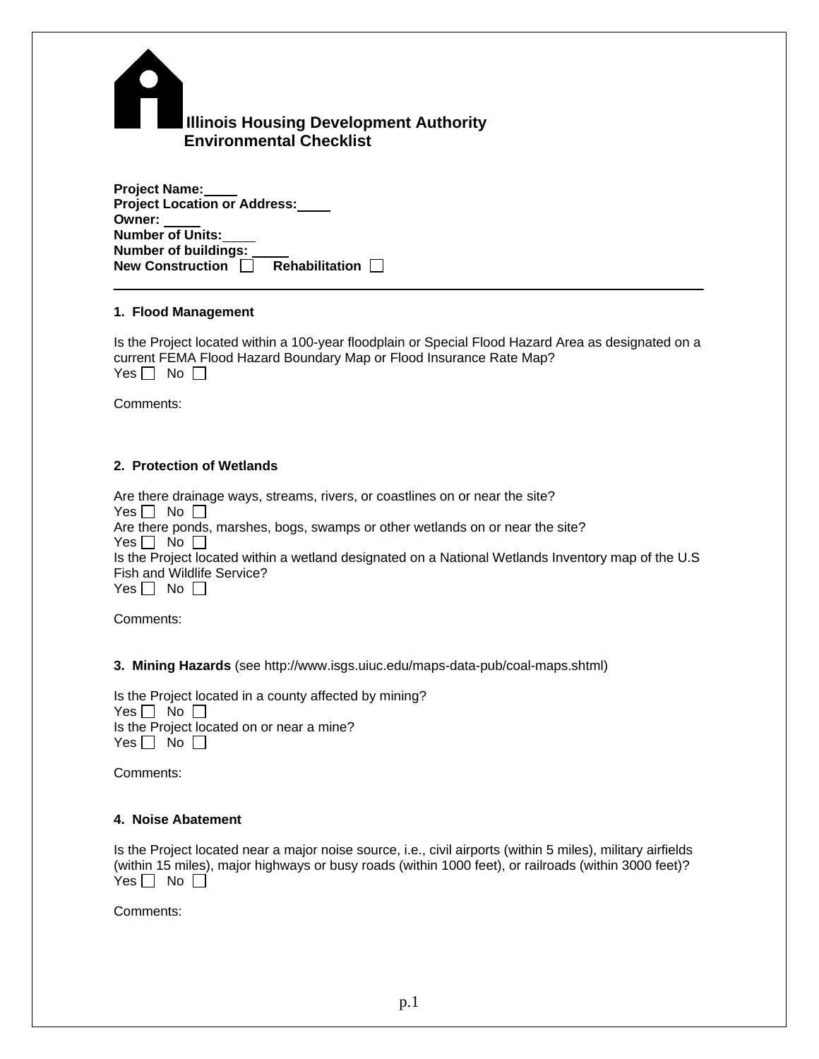# Illinois Housing Development Authority
## Environmental Checklist

**Project Name:** ____
**Project Location or Address:** ____
**Owner:** ____
**Number of Units:** ____
**Number of buildings:** ____
**New Construction** ☐ **Rehabilitation** ☐

---

### 1. Flood Management

Is the Project located within a 100-year floodplain or Special Flood Hazard Area as designated on a current FEMA Flood Hazard Boundary Map or Flood Insurance Rate Map?
Yes ☐ No ☐

Comments:

### 2. Protection of Wetlands

Are there drainage ways, streams, rivers, or coastlines on or near the site?
Yes ☐ No ☐
Are there ponds, marshes, bogs, swamps or other wetlands on or near the site?
Yes ☐ No ☐
Is the Project located within a wetland designated on a National Wetlands Inventory map of the U.S Fish and Wildlife Service?
Yes ☐ No ☐

Comments:

### 3. Mining Hazards (see http://www.isgs.uiuc.edu/maps-data-pub/coal-maps.shtml)

Is the Project located in a county affected by mining?
Yes ☐ No ☐
Is the Project located on or near a mine?
Yes ☐ No ☐

Comments:

### 4. Noise Abatement

Is the Project located near a major noise source, i.e., civil airports (within 5 miles), military airfields (within 15 miles), major highways or busy roads (within 1000 feet), or railroads (within 3000 feet)?
Yes ☐ No ☐

Comments: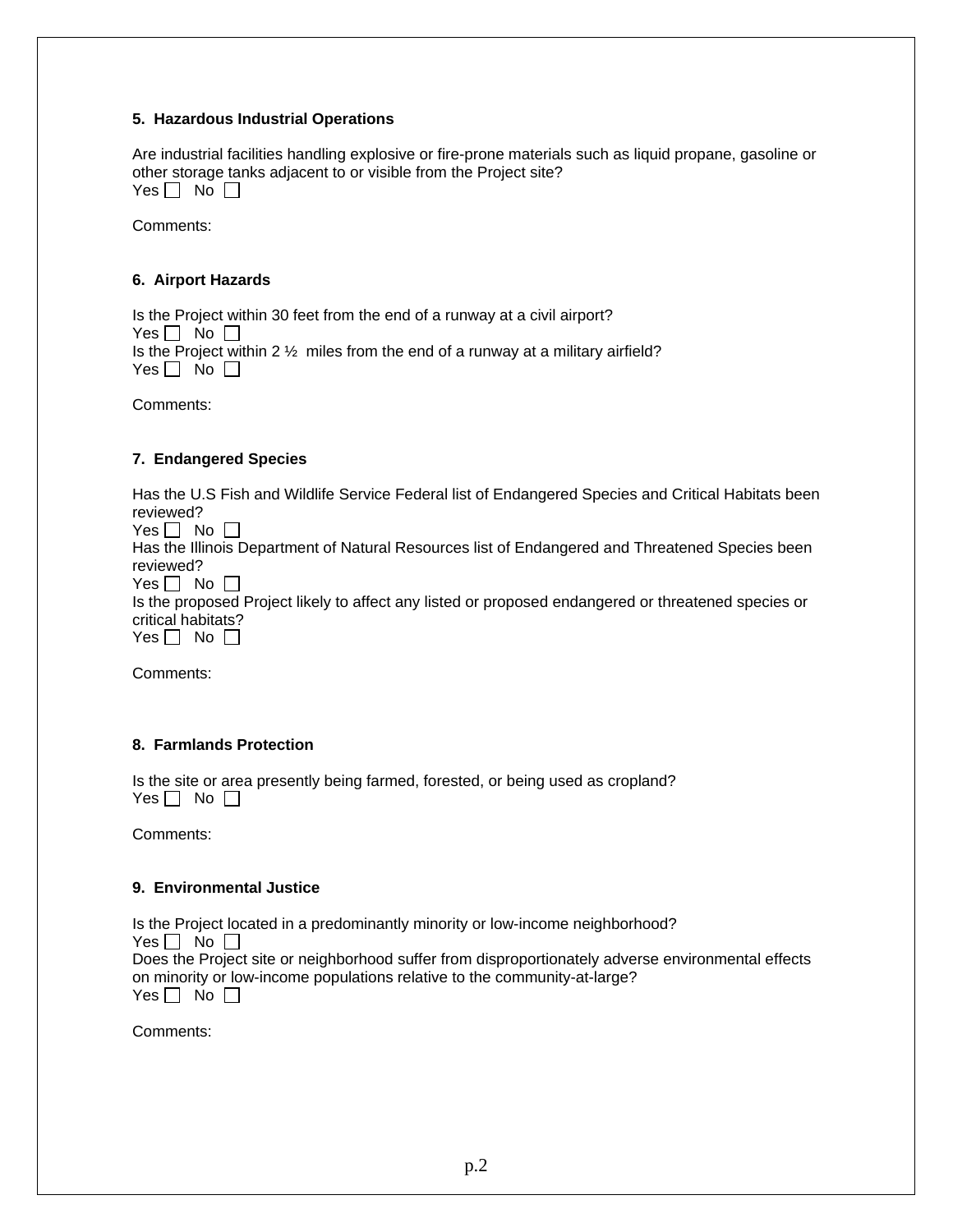**5. Hazardous Industrial Operations**

Are industrial facilities handling explosive or fire-prone materials such as liquid propane, gasoline or other storage tanks adjacent to or visible from the Project site?
Yes ☐ No ☐

Comments:

**6. Airport Hazards**

Is the Project within 30 feet from the end of a runway at a civil airport?
Yes ☐ No ☐
Is the Project within 2 ½ miles from the end of a runway at a military airfield?
Yes ☐ No ☐

Comments:

**7. Endangered Species**

Has the U.S Fish and Wildlife Service Federal list of Endangered Species and Critical Habitats been reviewed?
Yes ☐ No ☐
Has the Illinois Department of Natural Resources list of Endangered and Threatened Species been reviewed?
Yes ☐ No ☐
Is the proposed Project likely to affect any listed or proposed endangered or threatened species or critical habitats?
Yes ☐ No ☐

Comments:

**8. Farmlands Protection**

Is the site or area presently being farmed, forested, or being used as cropland?
Yes ☐ No ☐

Comments:

**9. Environmental Justice**

Is the Project located in a predominantly minority or low-income neighborhood?
Yes ☐ No ☐
Does the Project site or neighborhood suffer from disproportionately adverse environmental effects on minority or low-income populations relative to the community-at-large?
Yes ☐ No ☐

Comments: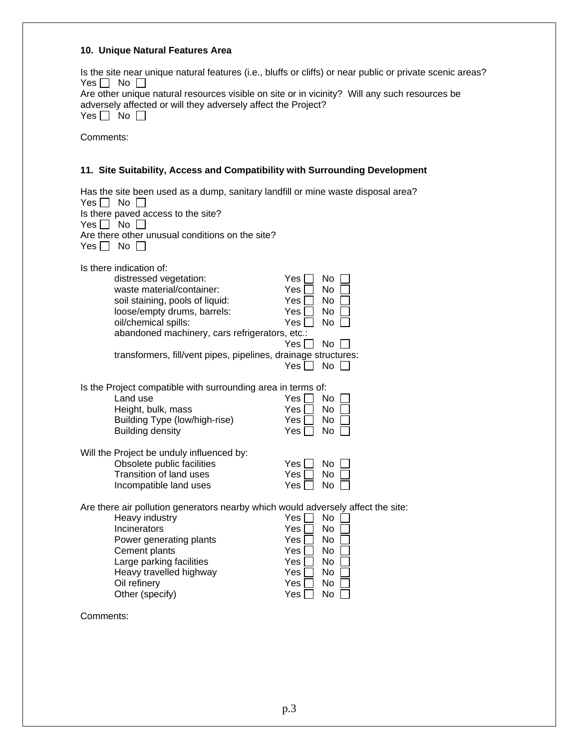**10. Unique Natural Features Area**

Is the site near unique natural features (i.e., bluffs or cliffs) or near public or private scenic areas?
Yes ☐ No ☐
Are other unique natural resources visible on site or in vicinity? Will any such resources be adversely affected or will they adversely affect the Project?
Yes ☐ No ☐

Comments:

**11. Site Suitability, Access and Compatibility with Surrounding Development**

Has the site been used as a dump, sanitary landfill or mine waste disposal area?
Yes ☐ No ☐
Is there paved access to the site?
Yes ☐ No ☐
Are there other unusual conditions on the site?
Yes ☐ No ☐

Is there indication of:

- distressed vegetation: Yes ☐ No ☐
- waste material/container: Yes ☐ No ☐
- soil staining, pools of liquid: Yes ☐ No ☐
- loose/empty drums, barrels: Yes ☐ No ☐
- oil/chemical spills: Yes ☐ No ☐
- abandoned machinery, cars refrigerators, etc.: Yes ☐ No ☐
- transformers, fill/vent pipes, pipelines, drainage structures: Yes ☐ No ☐

Is the Project compatible with surrounding area in terms of:

- Land use Yes ☐ No ☐
- Height, bulk, mass Yes ☐ No ☐
- Building Type (low/high-rise) Yes ☐ No ☐
- Building density Yes ☐ No ☐

Will the Project be unduly influenced by:

- Obsolete public facilities Yes ☐ No ☐
- Transition of land uses Yes ☐ No ☐
- Incompatible land uses Yes ☐ No ☐

Are there air pollution generators nearby which would adversely affect the site:

- Heavy industry Yes ☐ No ☐
- Incinerators Yes ☐ No ☐
- Power generating plants Yes ☐ No ☐
- Cement plants Yes ☐ No ☐
- Large parking facilities Yes ☐ No ☐
- Heavy travelled highway Yes ☐ No ☐
- Oil refinery Yes ☐ No ☐
- Other (specify) Yes ☐ No ☐

Comments: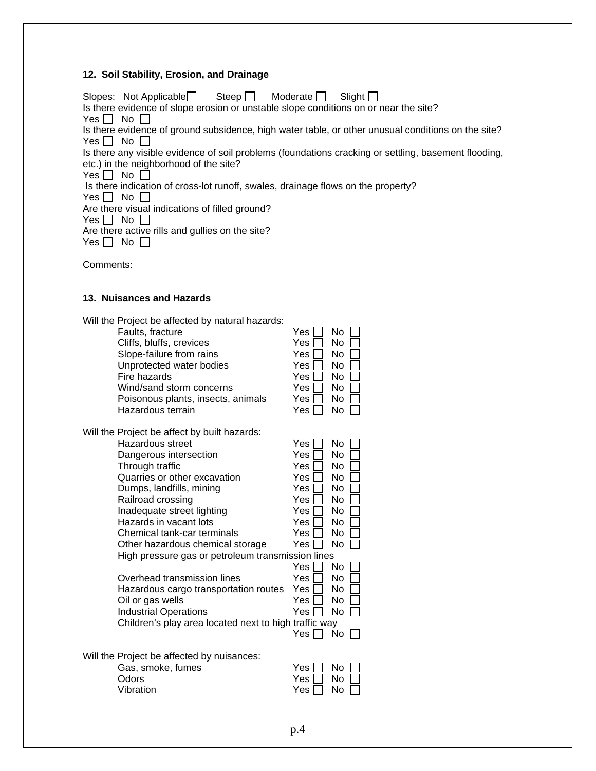### 12. Soil Stability, Erosion, and Drainage

Slopes: Not Applicable ☐ Steep ☐ Moderate ☐ Slight ☐

Is there evidence of slope erosion or unstable slope conditions on or near the site?
Yes ☐ No ☐

Is there evidence of ground subsidence, high water table, or other unusual conditions on the site?
Yes ☐ No ☐

Is there any visible evidence of soil problems (foundations cracking or settling, basement flooding, etc.) in the neighborhood of the site?
Yes ☐ No ☐

Is there indication of cross-lot runoff, swales, drainage flows on the property?
Yes ☐ No ☐

Are there visual indications of filled ground?
Yes ☐ No ☐

Are there active rills and gullies on the site?
Yes ☐ No ☐

Comments:

### 13. Nuisances and Hazards

Will the Project be affected by natural hazards:

| | | |
|---|---|---|
| Faults, fracture | Yes ☐ | No ☐ |
| Cliffs, bluffs, crevices | Yes ☐ | No ☐ |
| Slope-failure from rains | Yes ☐ | No ☐ |
| Unprotected water bodies | Yes ☐ | No ☐ |
| Fire hazards | Yes ☐ | No ☐ |
| Wind/sand storm concerns | Yes ☐ | No ☐ |
| Poisonous plants, insects, animals | Yes ☐ | No ☐ |
| Hazardous terrain | Yes ☐ | No ☐ |

Will the Project be affect by built hazards:

| | | |
|---|---|---|
| Hazardous street | Yes ☐ | No ☐ |
| Dangerous intersection | Yes ☐ | No ☐ |
| Through traffic | Yes ☐ | No ☐ |
| Quarries or other excavation | Yes ☐ | No ☐ |
| Dumps, landfills, mining | Yes ☐ | No ☐ |
| Railroad crossing | Yes ☐ | No ☐ |
| Inadequate street lighting | Yes ☐ | No ☐ |
| Hazards in vacant lots | Yes ☐ | No ☐ |
| Chemical tank-car terminals | Yes ☐ | No ☐ |
| Other hazardous chemical storage | Yes ☐ | No ☐ |
| High pressure gas or petroleum transmission lines | Yes ☐ | No ☐ |
| Overhead transmission lines | Yes ☐ | No ☐ |
| Hazardous cargo transportation routes | Yes ☐ | No ☐ |
| Oil or gas wells | Yes ☐ | No ☐ |
| Industrial Operations | Yes ☐ | No ☐ |
| Children's play area located next to high traffic way | Yes ☐ | No ☐ |

Will the Project be affected by nuisances:

| | | |
|---|---|---|
| Gas, smoke, fumes | Yes ☐ | No ☐ |
| Odors | Yes ☐ | No ☐ |
| Vibration | Yes ☐ | No ☐ |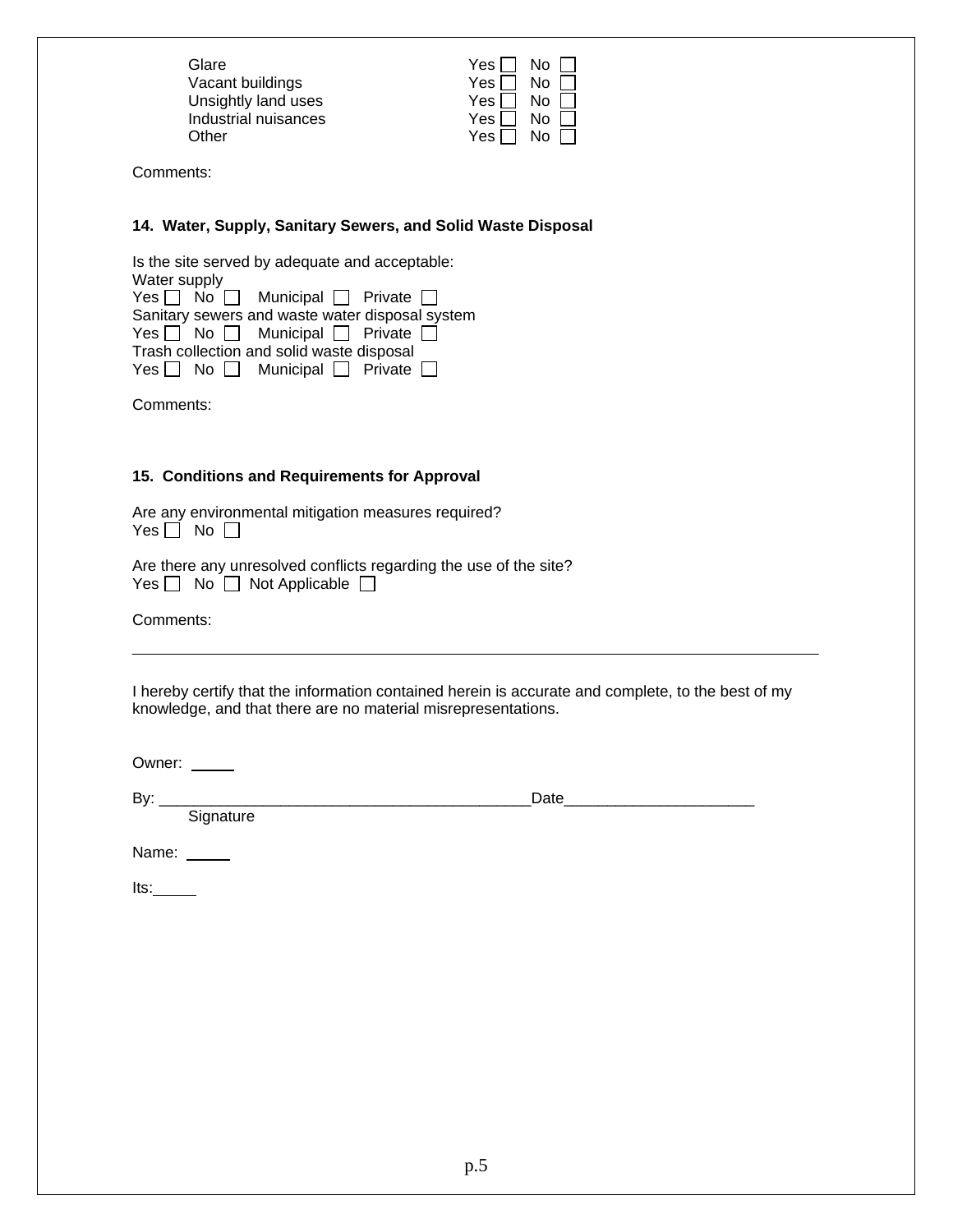| | |
|---|---|
| Glare | Yes ☐ No ☐ |
| Vacant buildings | Yes ☐ No ☐ |
| Unsightly land uses | Yes ☐ No ☐ |
| Industrial nuisances | Yes ☐ No ☐ |
| Other | Yes ☐ No ☐ |

Comments:

**14. Water, Supply, Sanitary Sewers, and Solid Waste Disposal**

Is the site served by adequate and acceptable:

Water supply
Yes ☐ No ☐ Municipal ☐ Private ☐

Sanitary sewers and waste water disposal system
Yes ☐ No ☐ Municipal ☐ Private ☐

Trash collection and solid waste disposal
Yes ☐ No ☐ Municipal ☐ Private ☐

Comments:

**15. Conditions and Requirements for Approval**

Are any environmental mitigation measures required?
Yes ☐ No ☐

Are there any unresolved conflicts regarding the use of the site?
Yes ☐ No ☐ Not Applicable ☐

Comments:

---

I hereby certify that the information contained herein is accurate and complete, to the best of my knowledge, and that there are no material misrepresentations.

Owner: _____

By: ___________________________________________Date_____________________
Signature

Name: _____

Its:_____